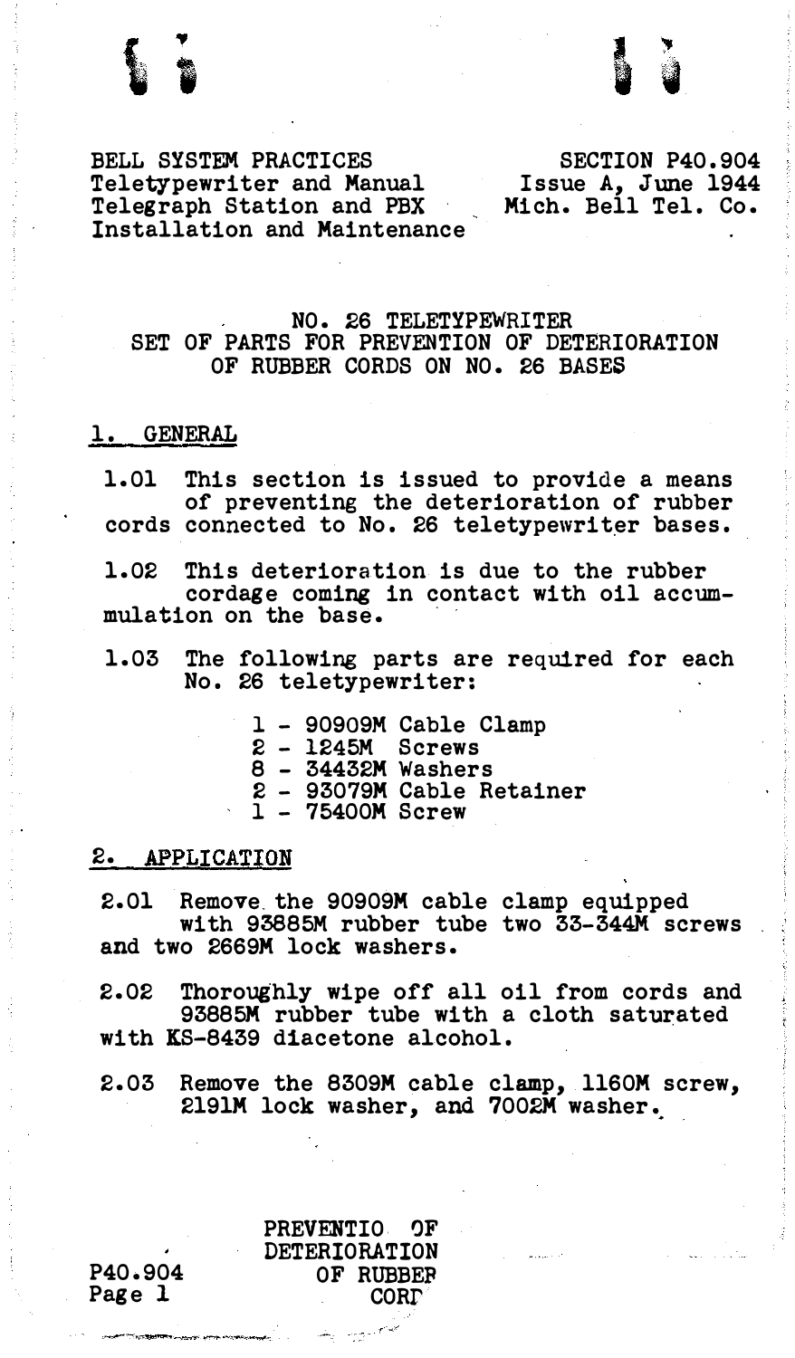BELL SYSTEM PRACTICES
Teletypewriter and Manual
Telegraph Station and PBX
Installation and Maintenance

SECTION P40.904
Issue A, June 1944
Mich. Bell Tel. Co.

# NO. 26 TELETYPEWRITER
# SET OF PARTS FOR PREVENTION OF DETERIORATION OF RUBBER CORDS ON NO. 26 BASES

## 1. GENERAL

1.01 This section is issued to provide a means of preventing the deterioration of rubber cords connected to No. 26 teletypewriter bases.

1.02 This deterioration is due to the rubber cordage coming in contact with oil accumulation on the base.

1.03 The following parts are required for each No. 26 teletypewriter:

- 1 - 90909M Cable Clamp
- 2 - 1245M Screws
- 8 - 34432M Washers
- 2 - 93079M Cable Retainer
- 1 - 75400M Screw

## 2. APPLICATION

2.01 Remove the 90909M cable clamp equipped with 93885M rubber tube two 33-344M screws and two 2669M lock washers.

2.02 Thoroughly wipe off all oil from cords and 93885M rubber tube with a cloth saturated with KS-8439 diacetone alcohol.

2.03 Remove the 8309M cable clamp, 1160M screw, 2191M lock washer, and 7002M washer.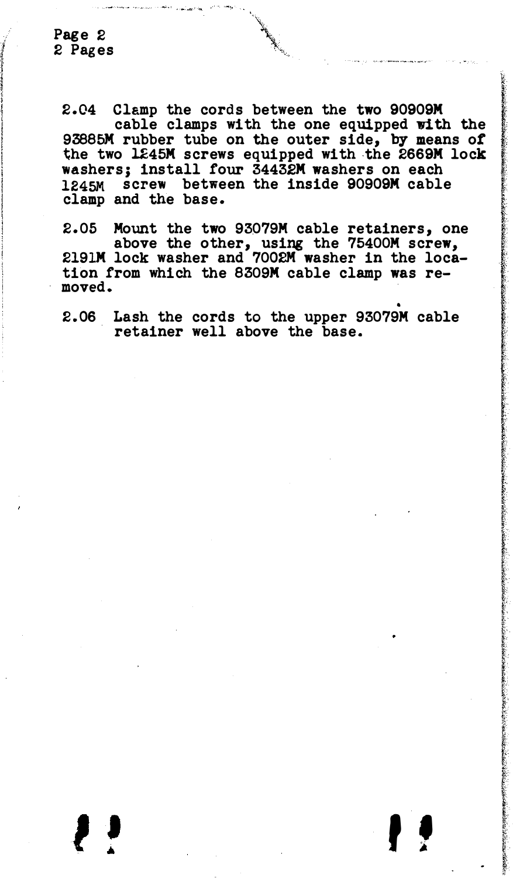2.04 Clamp the cords between the two 90909M cable clamps with the one equipped with the 93885M rubber tube on the outer side, by means of the two 1245M screws equipped with the 2669M lock washers; install four 34432M washers on each 1245M screw between the inside 90909M cable clamp and the base.

2.05 Mount the two 93079M cable retainers, one above the other, using the 75400M screw, 2191M lock washer and 7002M washer in the location from which the 8309M cable clamp was removed.

2.06 Lash the cords to the upper 93079M cable retainer well above the base.